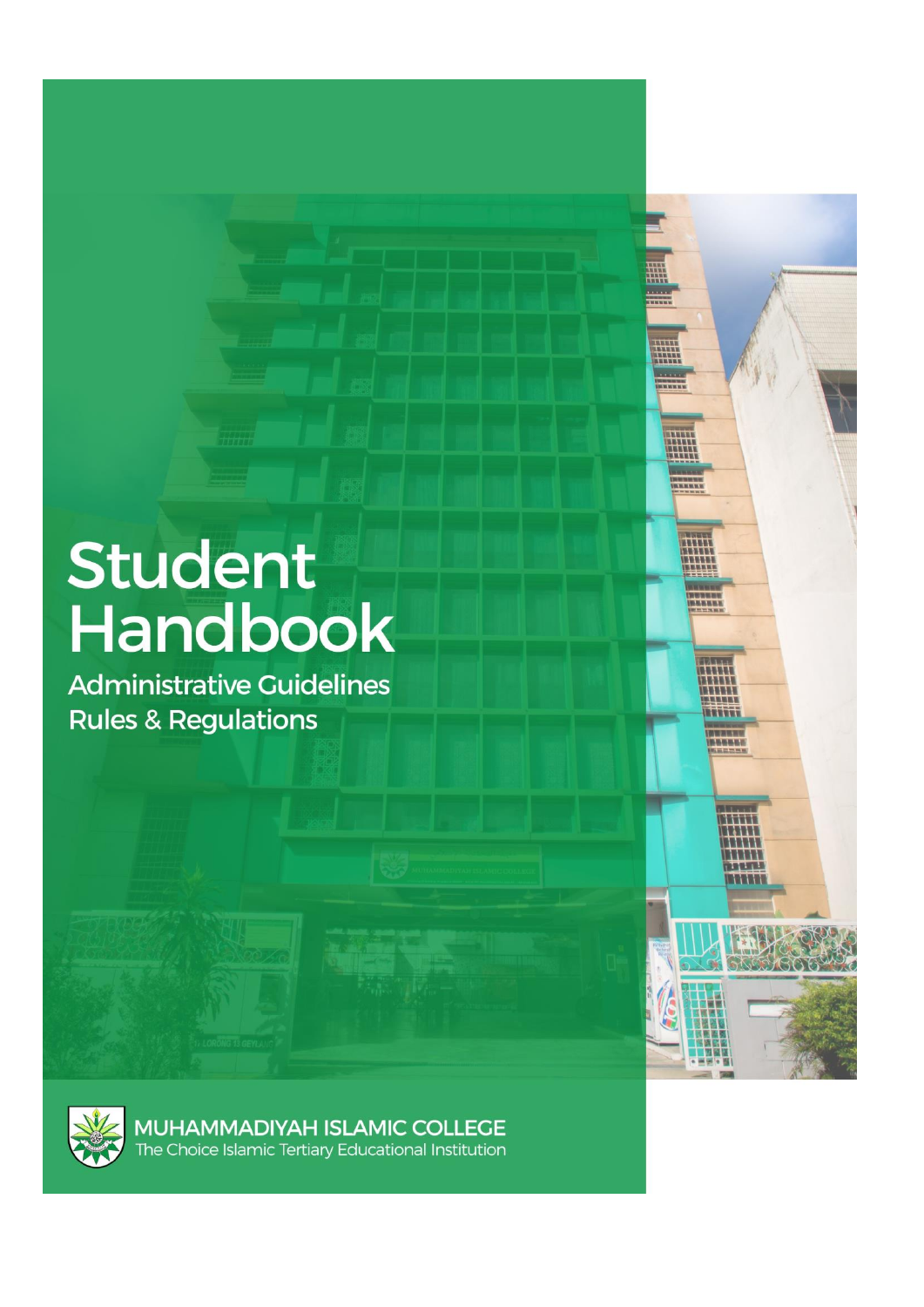# Student Handbook

## Administrative Guidelines
## Rules & Regulations

**MUHAMMADIYAH ISLAMIC COLLEGE**

The Choice Islamic Tertiary Educational Institution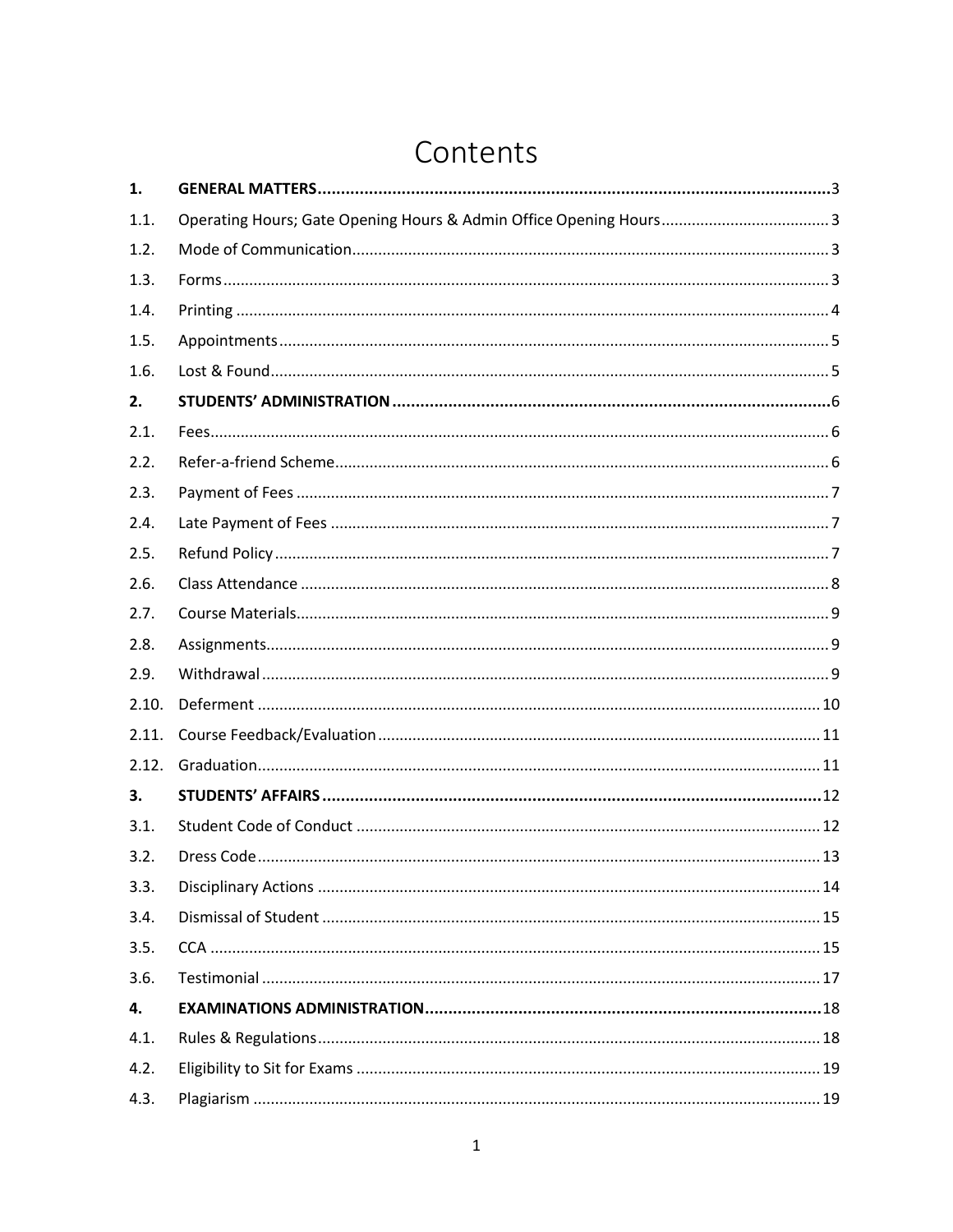# Contents

| | | |
|---|---|---|
| **1.** | **GENERAL MATTERS** | **3** |
| 1.1. | Operating Hours; Gate Opening Hours & Admin Office Opening Hours | 3 |
| 1.2. | Mode of Communication | 3 |
| 1.3. | Forms | 3 |
| 1.4. | Printing | 4 |
| 1.5. | Appointments | 5 |
| 1.6. | Lost & Found | 5 |
| **2.** | **STUDENTS' ADMINISTRATION** | **6** |
| 2.1. | Fees | 6 |
| 2.2. | Refer-a-friend Scheme | 6 |
| 2.3. | Payment of Fees | 7 |
| 2.4. | Late Payment of Fees | 7 |
| 2.5. | Refund Policy | 7 |
| 2.6. | Class Attendance | 8 |
| 2.7. | Course Materials | 9 |
| 2.8. | Assignments | 9 |
| 2.9. | Withdrawal | 9 |
| 2.10. | Deferment | 10 |
| 2.11. | Course Feedback/Evaluation | 11 |
| 2.12. | Graduation | 11 |
| **3.** | **STUDENTS' AFFAIRS** | **12** |
| 3.1. | Student Code of Conduct | 12 |
| 3.2. | Dress Code | 13 |
| 3.3. | Disciplinary Actions | 14 |
| 3.4. | Dismissal of Student | 15 |
| 3.5. | CCA | 15 |
| 3.6. | Testimonial | 17 |
| **4.** | **EXAMINATIONS ADMINISTRATION** | **18** |
| 4.1. | Rules & Regulations | 18 |
| 4.2. | Eligibility to Sit for Exams | 19 |
| 4.3. | Plagiarism | 19 |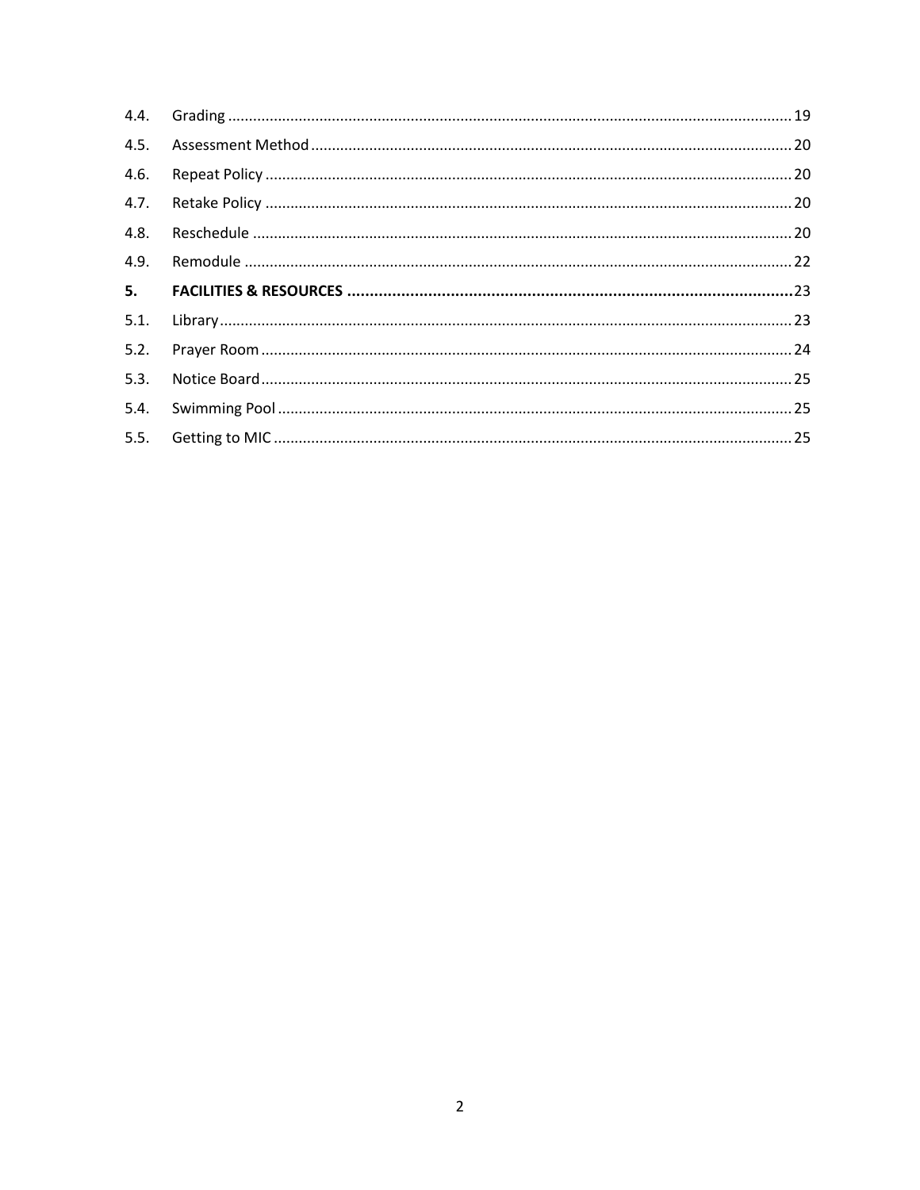| | | |
|---|---|---|
| 4.4. | Grading | 19 |
| 4.5. | Assessment Method | 20 |
| 4.6. | Repeat Policy | 20 |
| 4.7. | Retake Policy | 20 |
| 4.8. | Reschedule | 20 |
| 4.9. | Remodule | 22 |
| **5.** | **FACILITIES & RESOURCES** | **23** |
| 5.1. | Library | 23 |
| 5.2. | Prayer Room | 24 |
| 5.3. | Notice Board | 25 |
| 5.4. | Swimming Pool | 25 |
| 5.5. | Getting to MIC | 25 |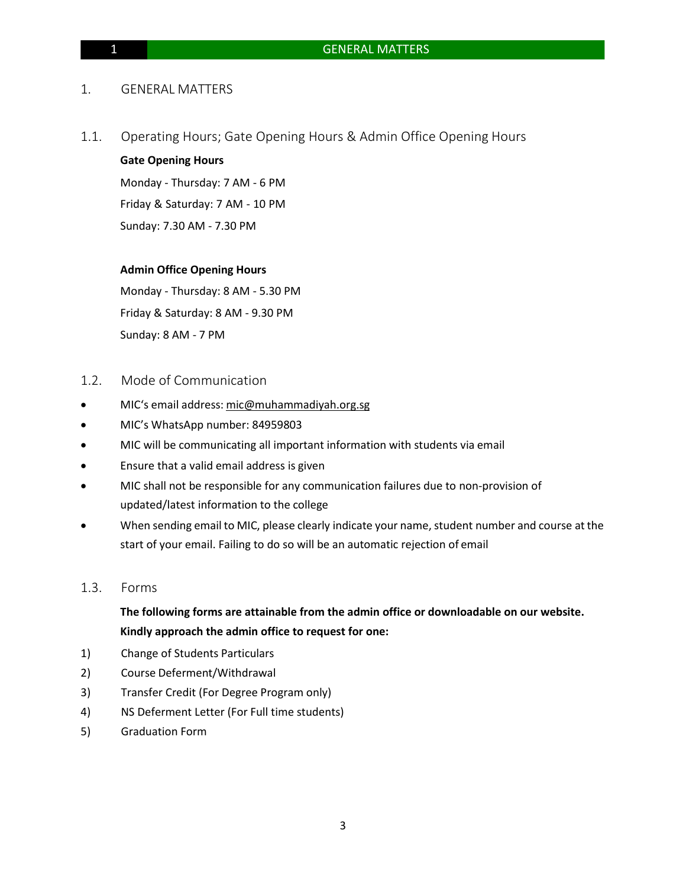# 1. GENERAL MATTERS

## 1.1. Operating Hours; Gate Opening Hours & Admin Office Opening Hours

**Gate Opening Hours**

Monday - Thursday: 7 AM - 6 PM

Friday & Saturday: 7 AM - 10 PM

Sunday: 7.30 AM - 7.30 PM

**Admin Office Opening Hours**

Monday - Thursday: 8 AM - 5.30 PM

Friday & Saturday: 8 AM - 9.30 PM

Sunday: 8 AM - 7 PM

## 1.2. Mode of Communication

- MIC's email address: mic@muhammadiyah.org.sg
- MIC's WhatsApp number: 84959803
- MIC will be communicating all important information with students via email
- Ensure that a valid email address is given
- MIC shall not be responsible for any communication failures due to non-provision of updated/latest information to the college
- When sending email to MIC, please clearly indicate your name, student number and course at the start of your email. Failing to do so will be an automatic rejection of email

## 1.3. Forms

**The following forms are attainable from the admin office or downloadable on our website. Kindly approach the admin office to request for one:**

1) Change of Students Particulars
2) Course Deferment/Withdrawal
3) Transfer Credit (For Degree Program only)
4) NS Deferment Letter (For Full time students)
5) Graduation Form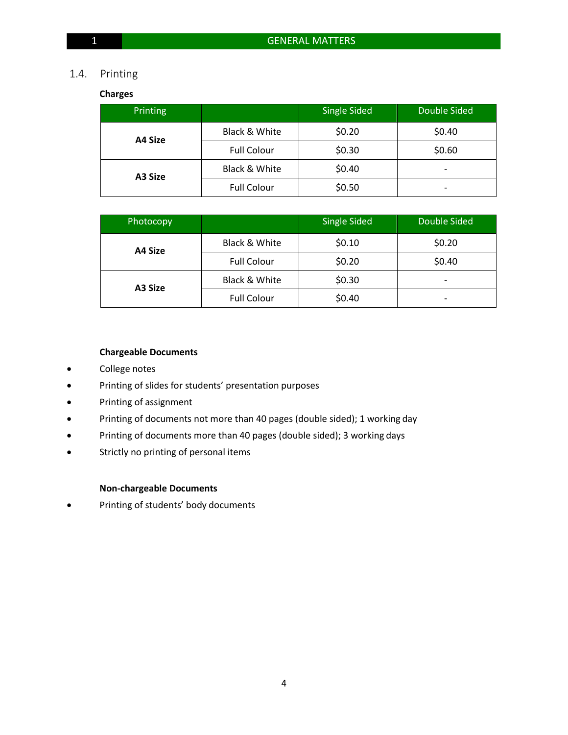## 1.4. Printing

**Charges**

| Printing | | Single Sided | Double Sided |
|---|---|---|---|
| **A4 Size** | Black & White | $0.20 | $0.40 |
| | Full Colour | $0.30 | $0.60 |
| **A3 Size** | Black & White | $0.40 | - |
| | Full Colour | $0.50 | - |

| Photocopy | | Single Sided | Double Sided |
|---|---|---|---|
| **A4 Size** | Black & White | $0.10 | $0.20 |
| | Full Colour | $0.20 | $0.40 |
| **A3 Size** | Black & White | $0.30 | - |
| | Full Colour | $0.40 | - |

**Chargeable Documents**

- College notes
- Printing of slides for students' presentation purposes
- Printing of assignment
- Printing of documents not more than 40 pages (double sided); 1 working day
- Printing of documents more than 40 pages (double sided); 3 working days
- Strictly no printing of personal items

**Non-chargeable Documents**

- Printing of students' body documents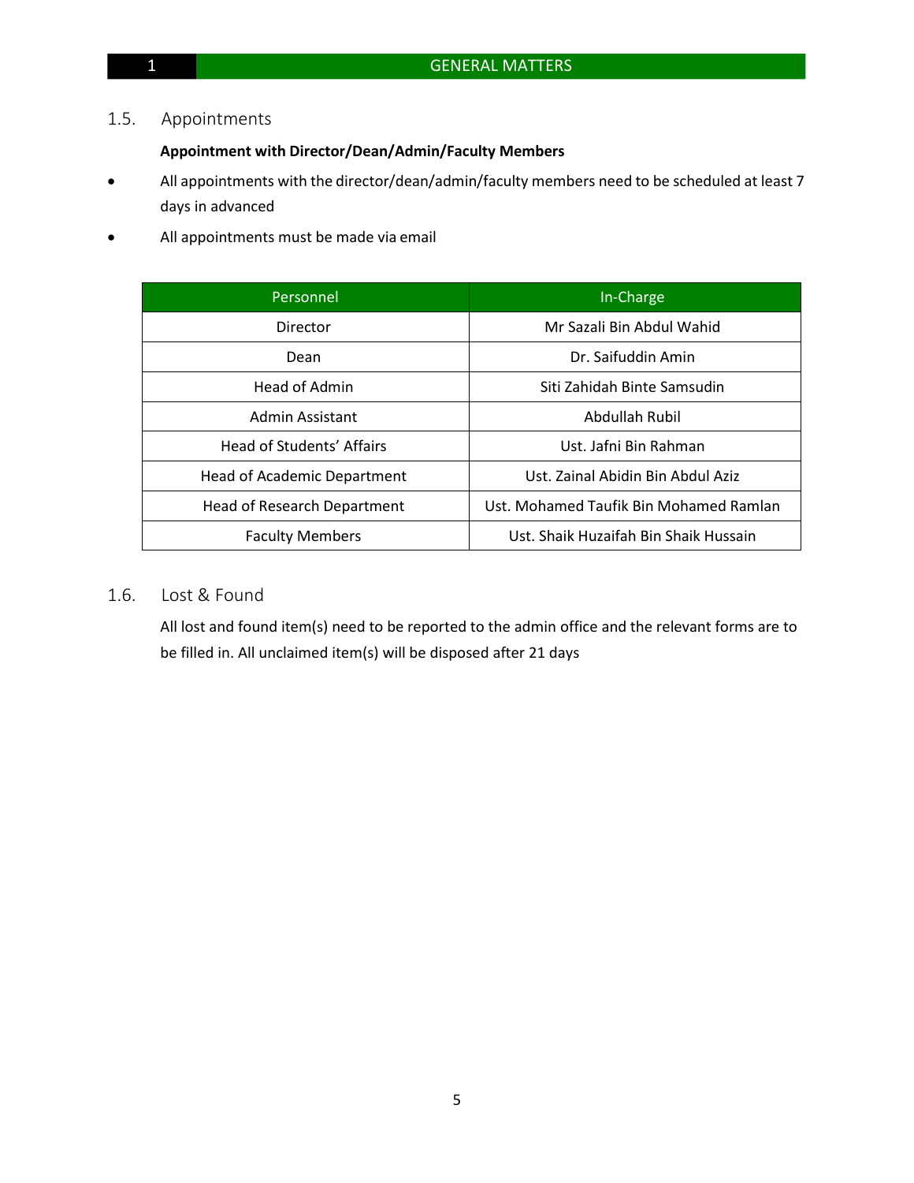## 1.5. Appointments

**Appointment with Director/Dean/Admin/Faculty Members**

- All appointments with the director/dean/admin/faculty members need to be scheduled at least 7 days in advanced
- All appointments must be made via email

| Personnel | In-Charge |
| --- | --- |
| Director | Mr Sazali Bin Abdul Wahid |
| Dean | Dr. Saifuddin Amin |
| Head of Admin | Siti Zahidah Binte Samsudin |
| Admin Assistant | Abdullah Rubil |
| Head of Students' Affairs | Ust. Jafni Bin Rahman |
| Head of Academic Department | Ust. Zainal Abidin Bin Abdul Aziz |
| Head of Research Department | Ust. Mohamed Taufik Bin Mohamed Ramlan |
| Faculty Members | Ust. Shaik Huzaifah Bin Shaik Hussain |

## 1.6. Lost & Found

All lost and found item(s) need to be reported to the admin office and the relevant forms are to be filled in. All unclaimed item(s) will be disposed after 21 days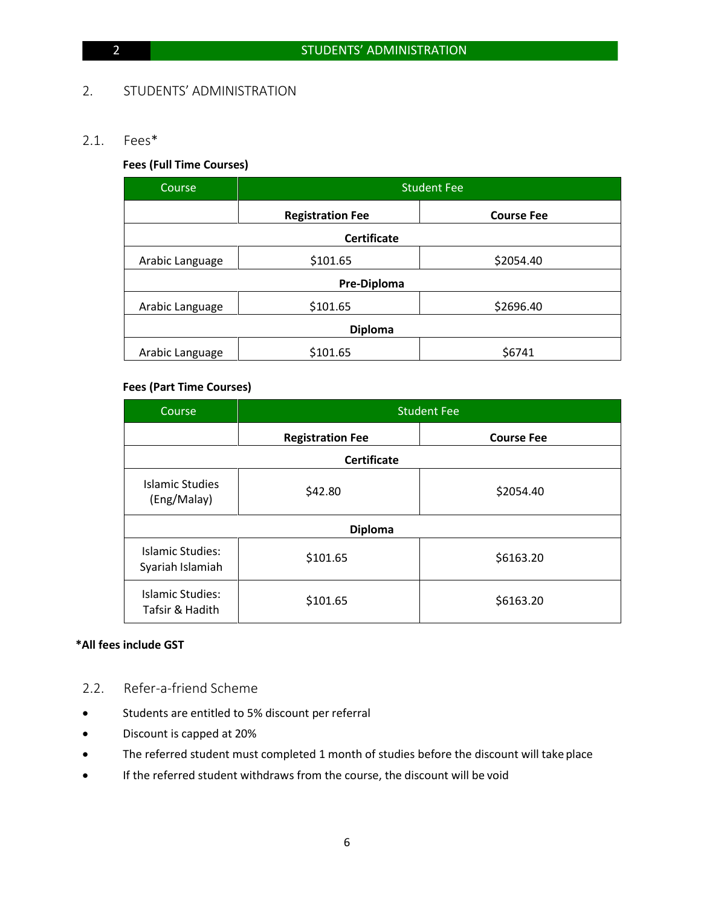## 2. STUDENTS' ADMINISTRATION

### 2.1. Fees*

**Fees (Full Time Courses)**

| Course | Student Fee | |
|---|---|---|
| | **Registration Fee** | **Course Fee** |
| **Certificate** | | |
| Arabic Language | $101.65 | $2054.40 |
| **Pre-Diploma** | | |
| Arabic Language | $101.65 | $2696.40 |
| **Diploma** | | |
| Arabic Language | $101.65 | $6741 |

**Fees (Part Time Courses)**

| Course | Student Fee | |
|---|---|---|
| | **Registration Fee** | **Course Fee** |
| **Certificate** | | |
| Islamic Studies (Eng/Malay) | $42.80 | $2054.40 |
| **Diploma** | | |
| Islamic Studies: Syariah Islamiah | $101.65 | $6163.20 |
| Islamic Studies: Tafsir & Hadith | $101.65 | $6163.20 |

***All fees include GST**

### 2.2. Refer-a-friend Scheme

- Students are entitled to 5% discount per referral
- Discount is capped at 20%
- The referred student must completed 1 month of studies before the discount will take place
- If the referred student withdraws from the course, the discount will be void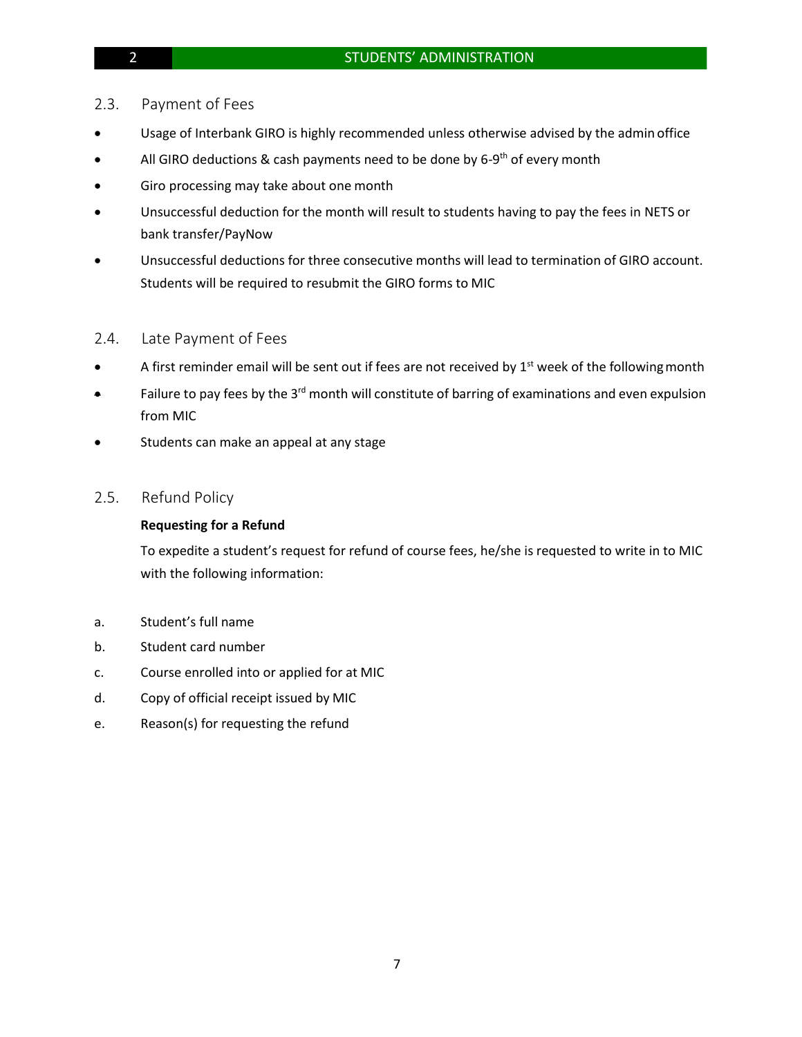## 2.3. Payment of Fees

- Usage of Interbank GIRO is highly recommended unless otherwise advised by the admin office
- All GIRO deductions & cash payments need to be done by 6-9th of every month
- Giro processing may take about one month
- Unsuccessful deduction for the month will result to students having to pay the fees in NETS or bank transfer/PayNow
- Unsuccessful deductions for three consecutive months will lead to termination of GIRO account. Students will be required to resubmit the GIRO forms to MIC

## 2.4. Late Payment of Fees

- A first reminder email will be sent out if fees are not received by 1st week of the following month
- Failure to pay fees by the 3rd month will constitute of barring of examinations and even expulsion from MIC
- Students can make an appeal at any stage

## 2.5. Refund Policy

**Requesting for a Refund**

To expedite a student's request for refund of course fees, he/she is requested to write in to MIC with the following information:

a. Student's full name

b. Student card number

c. Course enrolled into or applied for at MIC

d. Copy of official receipt issued by MIC

e. Reason(s) for requesting the refund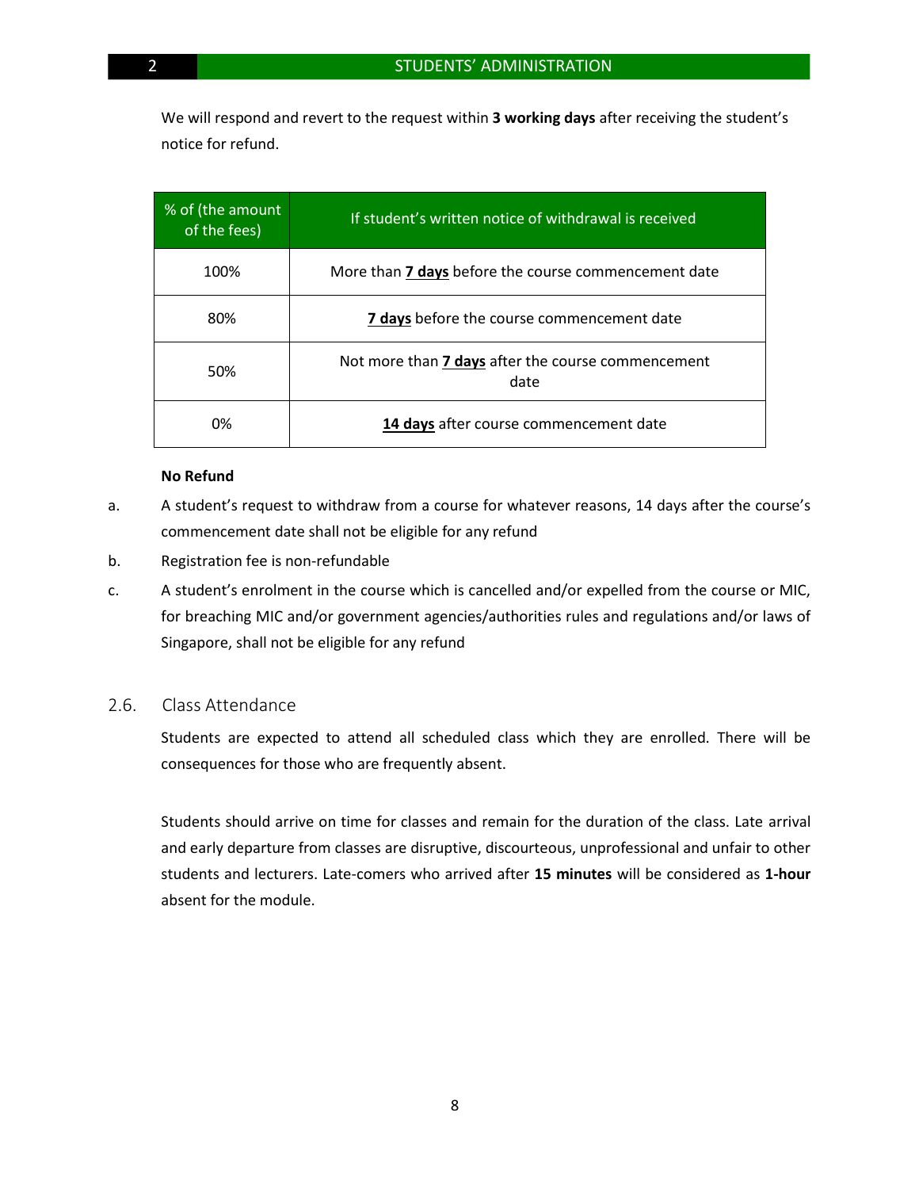We will respond and revert to the request within **3 working days** after receiving the student's notice for refund.

| % of (the amount of the fees) | If student's written notice of withdrawal is received |
|---|---|
| 100% | More than **7 days** before the course commencement date |
| 80% | **7 days** before the course commencement date |
| 50% | Not more than **7 days** after the course commencement date |
| 0% | **14 days** after course commencement date |

**No Refund**

a. A student's request to withdraw from a course for whatever reasons, 14 days after the course's commencement date shall not be eligible for any refund

b. Registration fee is non-refundable

c. A student's enrolment in the course which is cancelled and/or expelled from the course or MIC, for breaching MIC and/or government agencies/authorities rules and regulations and/or laws of Singapore, shall not be eligible for any refund

## 2.6. Class Attendance

Students are expected to attend all scheduled class which they are enrolled. There will be consequences for those who are frequently absent.

Students should arrive on time for classes and remain for the duration of the class. Late arrival and early departure from classes are disruptive, discourteous, unprofessional and unfair to other students and lecturers. Late-comers who arrived after **15 minutes** will be considered as **1-hour** absent for the module.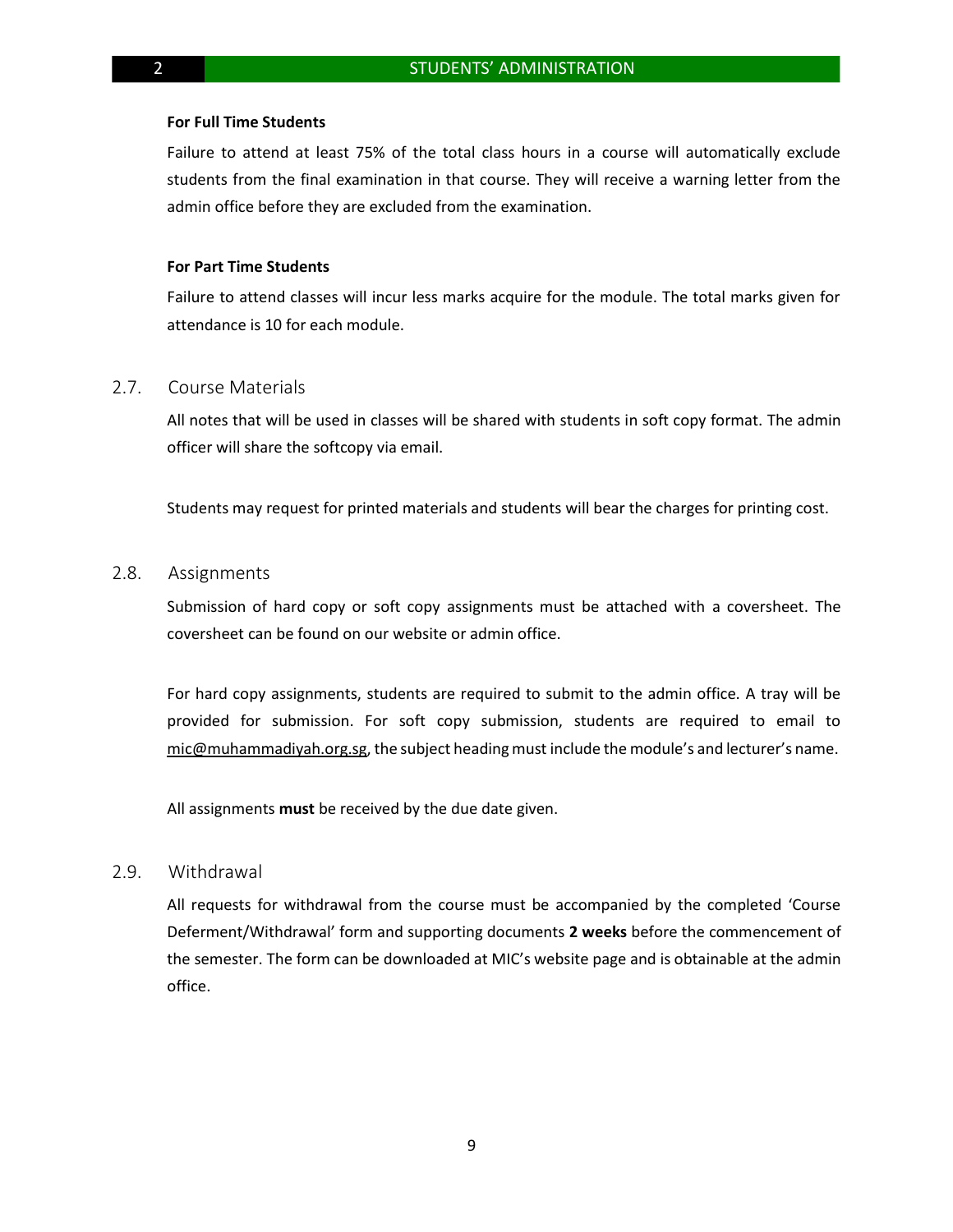**For Full Time Students**

Failure to attend at least 75% of the total class hours in a course will automatically exclude students from the final examination in that course. They will receive a warning letter from the admin office before they are excluded from the examination.

**For Part Time Students**

Failure to attend classes will incur less marks acquire for the module. The total marks given for attendance is 10 for each module.

## 2.7. Course Materials

All notes that will be used in classes will be shared with students in soft copy format. The admin officer will share the softcopy via email.

Students may request for printed materials and students will bear the charges for printing cost.

## 2.8. Assignments

Submission of hard copy or soft copy assignments must be attached with a coversheet. The coversheet can be found on our website or admin office.

For hard copy assignments, students are required to submit to the admin office. A tray will be provided for submission. For soft copy submission, students are required to email to mic@muhammadiyah.org.sg, the subject heading must include the module's and lecturer's name.

All assignments **must** be received by the due date given.

## 2.9. Withdrawal

All requests for withdrawal from the course must be accompanied by the completed 'Course Deferment/Withdrawal' form and supporting documents **2 weeks** before the commencement of the semester. The form can be downloaded at MIC's website page and is obtainable at the admin office.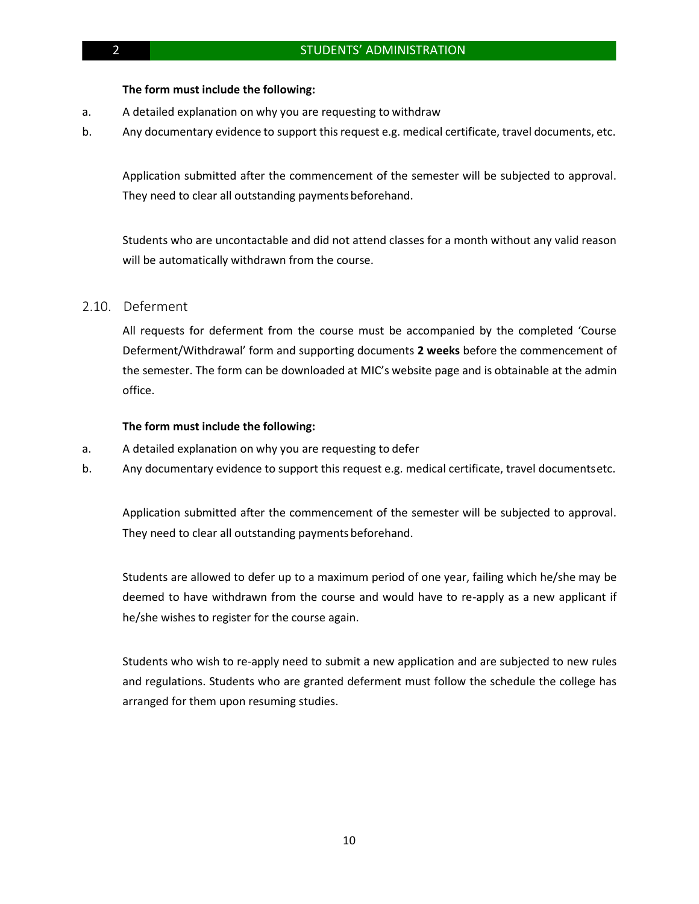**The form must include the following:**

a. A detailed explanation on why you are requesting to withdraw

b. Any documentary evidence to support this request e.g. medical certificate, travel documents, etc.

Application submitted after the commencement of the semester will be subjected to approval. They need to clear all outstanding payments beforehand.

Students who are uncontactable and did not attend classes for a month without any valid reason will be automatically withdrawn from the course.

## 2.10. Deferment

All requests for deferment from the course must be accompanied by the completed 'Course Deferment/Withdrawal' form and supporting documents **2 weeks** before the commencement of the semester. The form can be downloaded at MIC's website page and is obtainable at the admin office.

**The form must include the following:**

a. A detailed explanation on why you are requesting to defer

b. Any documentary evidence to support this request e.g. medical certificate, travel documents etc.

Application submitted after the commencement of the semester will be subjected to approval. They need to clear all outstanding payments beforehand.

Students are allowed to defer up to a maximum period of one year, failing which he/she may be deemed to have withdrawn from the course and would have to re-apply as a new applicant if he/she wishes to register for the course again.

Students who wish to re-apply need to submit a new application and are subjected to new rules and regulations. Students who are granted deferment must follow the schedule the college has arranged for them upon resuming studies.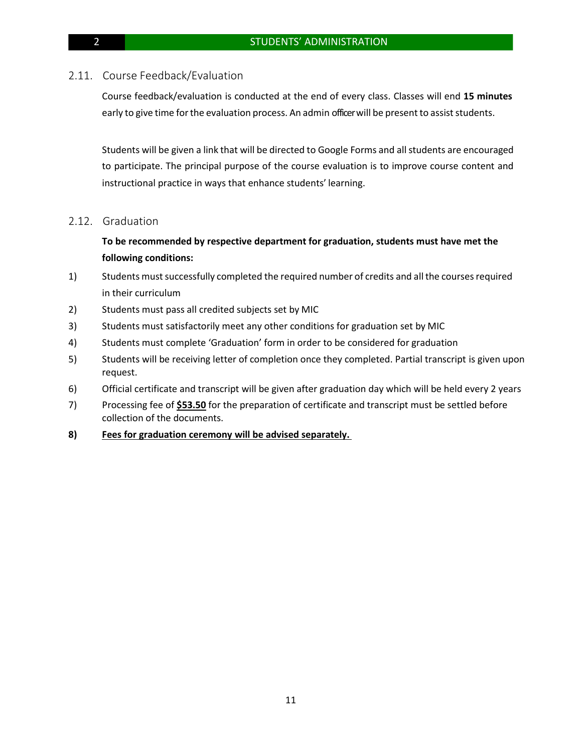### 2.11. Course Feedback/Evaluation

Course feedback/evaluation is conducted at the end of every class. Classes will end **15 minutes** early to give time for the evaluation process. An admin officer will be present to assist students.

Students will be given a link that will be directed to Google Forms and all students are encouraged to participate. The principal purpose of the course evaluation is to improve course content and instructional practice in ways that enhance students' learning.

### 2.12. Graduation

**To be recommended by respective department for graduation, students must have met the following conditions:**

1) Students must successfully completed the required number of credits and all the courses required in their curriculum
2) Students must pass all credited subjects set by MIC
3) Students must satisfactorily meet any other conditions for graduation set by MIC
4) Students must complete 'Graduation' form in order to be considered for graduation
5) Students will be receiving letter of completion once they completed. Partial transcript is given upon request.
6) Official certificate and transcript will be given after graduation day which will be held every 2 years
7) Processing fee of <u>**$53.50**</u> for the preparation of certificate and transcript must be settled before collection of the documents.
8) <u>**Fees for graduation ceremony will be advised separately.**</u>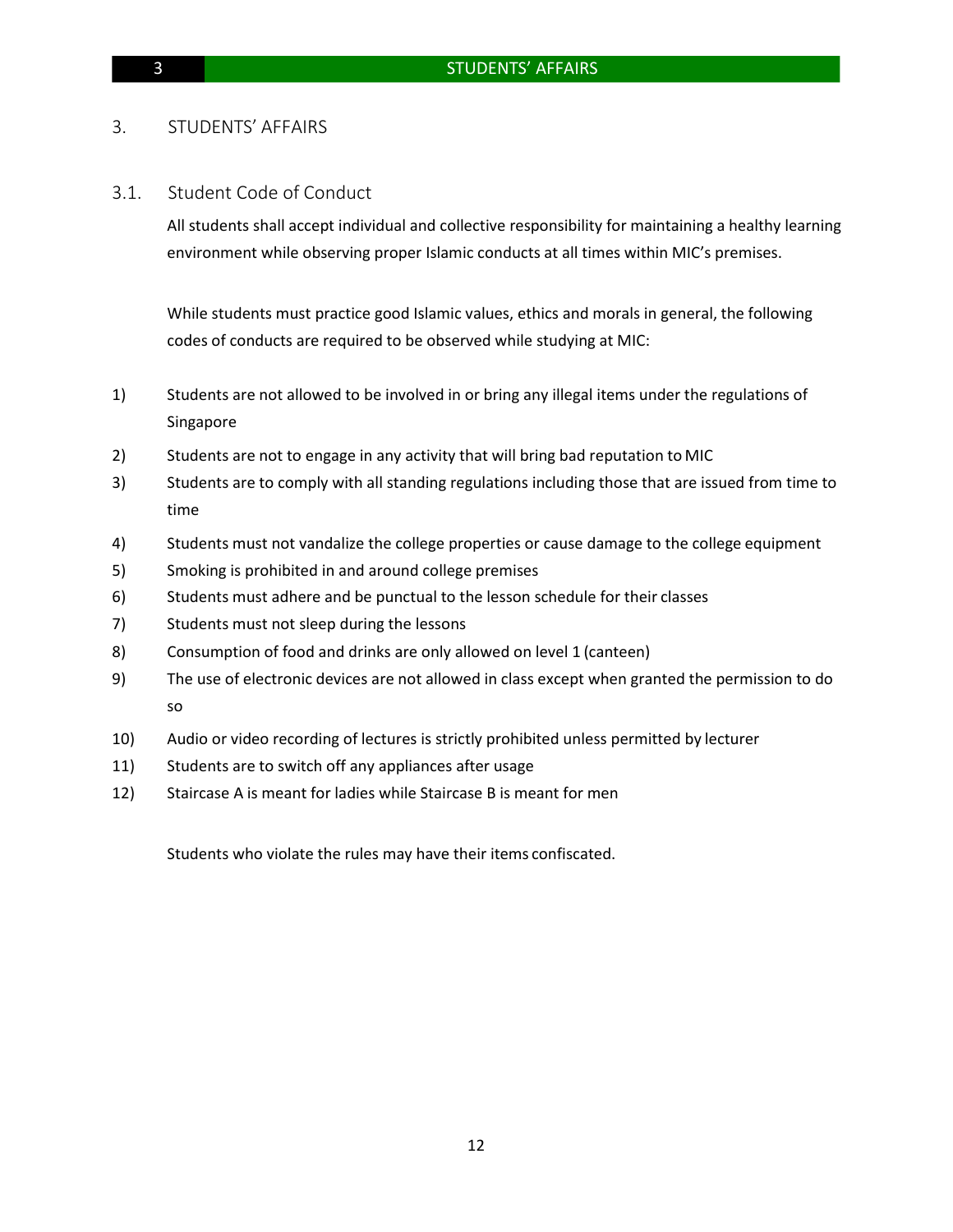# 3. STUDENTS' AFFAIRS

## 3.1. Student Code of Conduct

All students shall accept individual and collective responsibility for maintaining a healthy learning environment while observing proper Islamic conducts at all times within MIC's premises.

While students must practice good Islamic values, ethics and morals in general, the following codes of conducts are required to be observed while studying at MIC:

1) Students are not allowed to be involved in or bring any illegal items under the regulations of Singapore
2) Students are not to engage in any activity that will bring bad reputation to MIC
3) Students are to comply with all standing regulations including those that are issued from time to time
4) Students must not vandalize the college properties or cause damage to the college equipment
5) Smoking is prohibited in and around college premises
6) Students must adhere and be punctual to the lesson schedule for their classes
7) Students must not sleep during the lessons
8) Consumption of food and drinks are only allowed on level 1 (canteen)
9) The use of electronic devices are not allowed in class except when granted the permission to do so
10) Audio or video recording of lectures is strictly prohibited unless permitted by lecturer
11) Students are to switch off any appliances after usage
12) Staircase A is meant for ladies while Staircase B is meant for men

Students who violate the rules may have their items confiscated.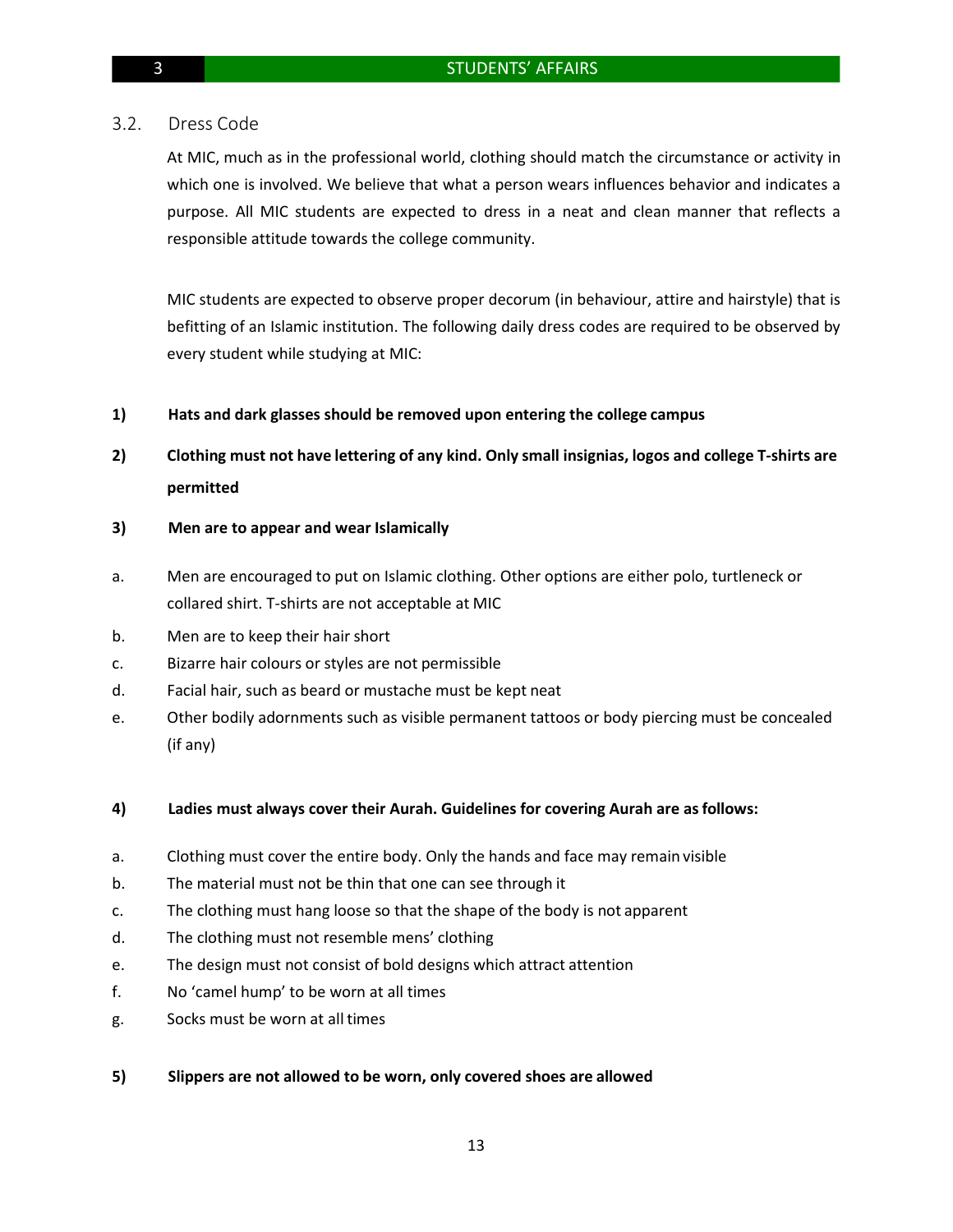## 3.2. Dress Code

At MIC, much as in the professional world, clothing should match the circumstance or activity in which one is involved. We believe that what a person wears influences behavior and indicates a purpose. All MIC students are expected to dress in a neat and clean manner that reflects a responsible attitude towards the college community.

MIC students are expected to observe proper decorum (in behaviour, attire and hairstyle) that is befitting of an Islamic institution. The following daily dress codes are required to be observed by every student while studying at MIC:

**1) Hats and dark glasses should be removed upon entering the college campus**

**2) Clothing must not have lettering of any kind. Only small insignias, logos and college T-shirts are permitted**

**3) Men are to appear and wear Islamically**

a. Men are encouraged to put on Islamic clothing. Other options are either polo, turtleneck or collared shirt. T-shirts are not acceptable at MIC

b. Men are to keep their hair short

c. Bizarre hair colours or styles are not permissible

d. Facial hair, such as beard or mustache must be kept neat

e. Other bodily adornments such as visible permanent tattoos or body piercing must be concealed (if any)

**4) Ladies must always cover their Aurah. Guidelines for covering Aurah are as follows:**

a. Clothing must cover the entire body. Only the hands and face may remain visible

b. The material must not be thin that one can see through it

c. The clothing must hang loose so that the shape of the body is not apparent

d. The clothing must not resemble mens' clothing

e. The design must not consist of bold designs which attract attention

f. No 'camel hump' to be worn at all times

g. Socks must be worn at all times

**5) Slippers are not allowed to be worn, only covered shoes are allowed**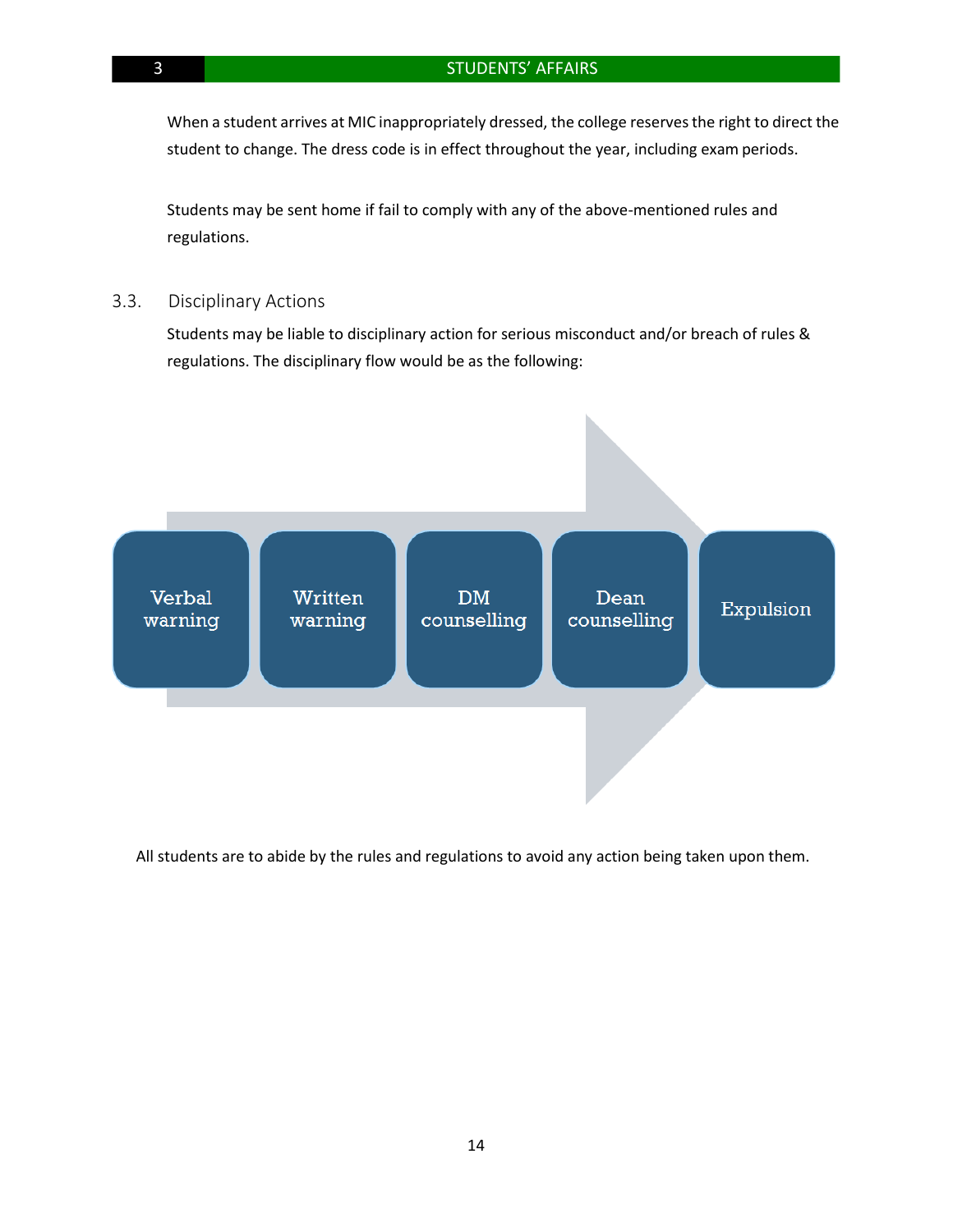When a student arrives at MIC inappropriately dressed, the college reserves the right to direct the student to change. The dress code is in effect throughout the year, including exam periods.

Students may be sent home if fail to comply with any of the above-mentioned rules and regulations.

### 3.3. Disciplinary Actions

Students may be liable to disciplinary action for serious misconduct and/or breach of rules & regulations. The disciplinary flow would be as the following:

Verbal warning → Written warning → DM counselling → Dean counselling → Expulsion

All students are to abide by the rules and regulations to avoid any action being taken upon them.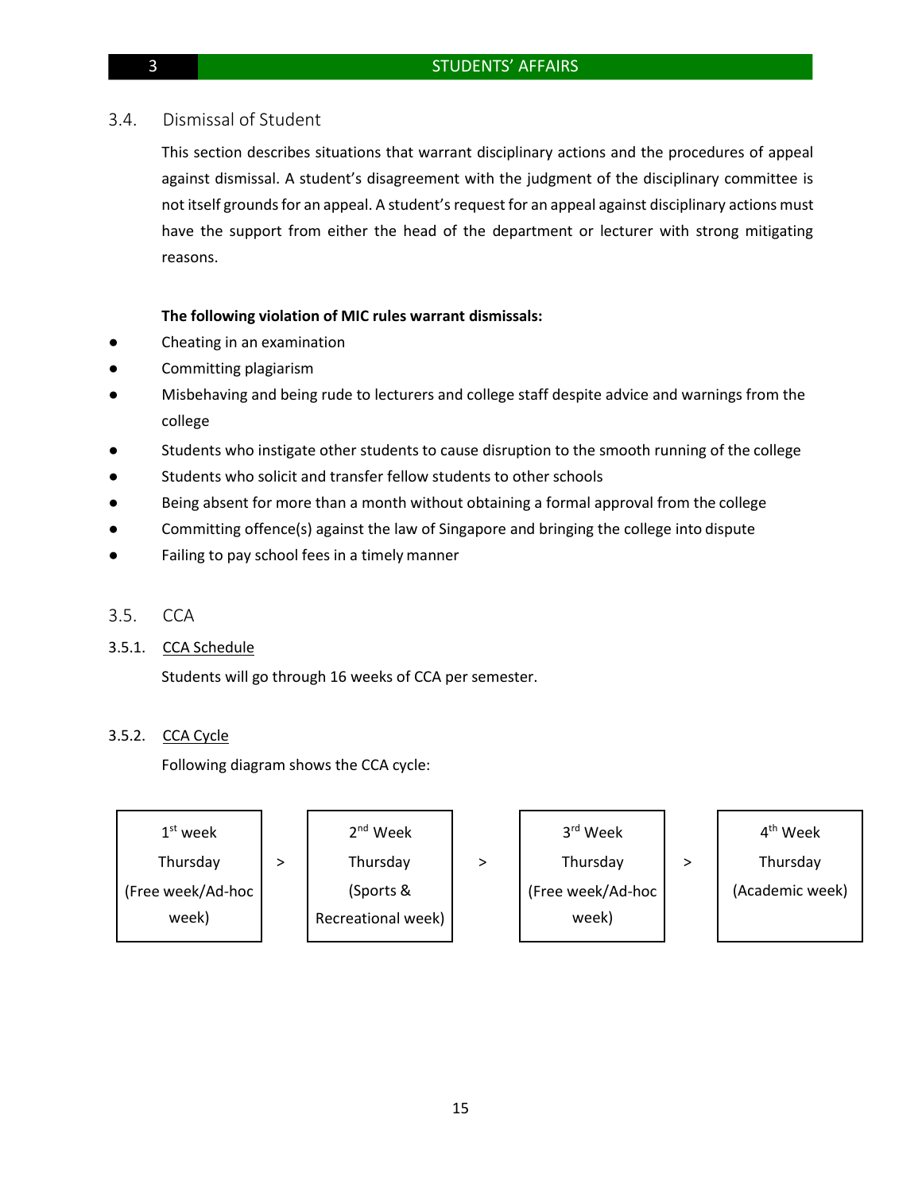## 3.4. Dismissal of Student

This section describes situations that warrant disciplinary actions and the procedures of appeal against dismissal. A student's disagreement with the judgment of the disciplinary committee is not itself grounds for an appeal. A student's request for an appeal against disciplinary actions must have the support from either the head of the department or lecturer with strong mitigating reasons.

**The following violation of MIC rules warrant dismissals:**

- Cheating in an examination
- Committing plagiarism
- Misbehaving and being rude to lecturers and college staff despite advice and warnings from the college
- Students who instigate other students to cause disruption to the smooth running of the college
- Students who solicit and transfer fellow students to other schools
- Being absent for more than a month without obtaining a formal approval from the college
- Committing offence(s) against the law of Singapore and bringing the college into dispute
- Failing to pay school fees in a timely manner

## 3.5. CCA

### 3.5.1. CCA Schedule

Students will go through 16 weeks of CCA per semester.

### 3.5.2. CCA Cycle

Following diagram shows the CCA cycle:

| 1st week Thursday (Free week/Ad-hoc week) | > | 2nd Week Thursday (Sports & Recreational week) | > | 3rd Week Thursday (Free week/Ad-hoc week) | > | 4th Week Thursday (Academic week) |
|---|---|---|---|---|---|---|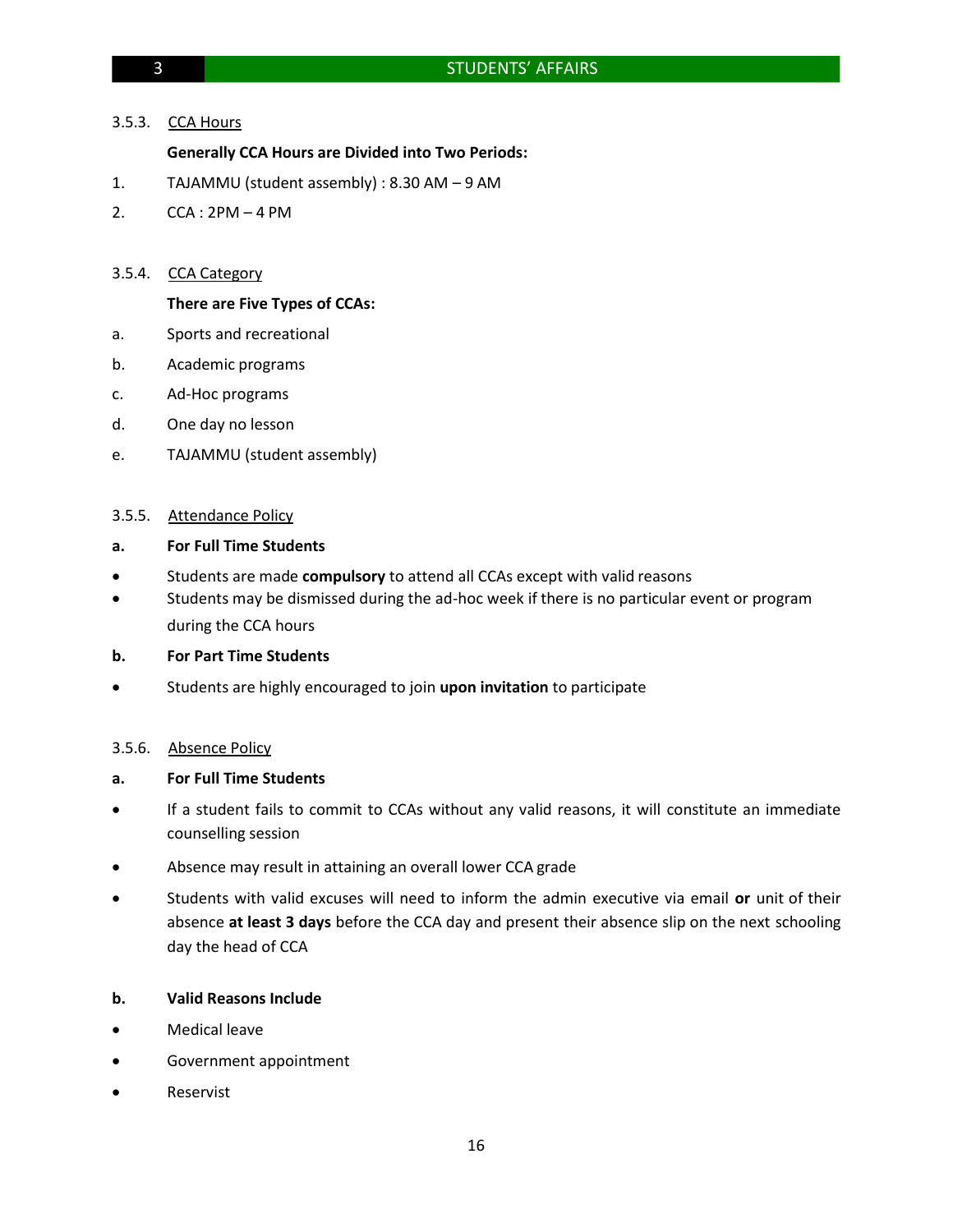### 3.5.3. CCA Hours

**Generally CCA Hours are Divided into Two Periods:**

1. TAJAMMU (student assembly) : 8.30 AM – 9 AM
2. CCA : 2PM – 4 PM

### 3.5.4. CCA Category

**There are Five Types of CCAs:**

a. Sports and recreational
b. Academic programs
c. Ad-Hoc programs
d. One day no lesson
e. TAJAMMU (student assembly)

### 3.5.5. Attendance Policy

**a. For Full Time Students**

- Students are made **compulsory** to attend all CCAs except with valid reasons
- Students may be dismissed during the ad-hoc week if there is no particular event or program during the CCA hours

**b. For Part Time Students**

- Students are highly encouraged to join **upon invitation** to participate

### 3.5.6. Absence Policy

**a. For Full Time Students**

- If a student fails to commit to CCAs without any valid reasons, it will constitute an immediate counselling session
- Absence may result in attaining an overall lower CCA grade
- Students with valid excuses will need to inform the admin executive via email **or** unit of their absence **at least 3 days** before the CCA day and present their absence slip on the next schooling day the head of CCA

**b. Valid Reasons Include**

- Medical leave
- Government appointment
- Reservist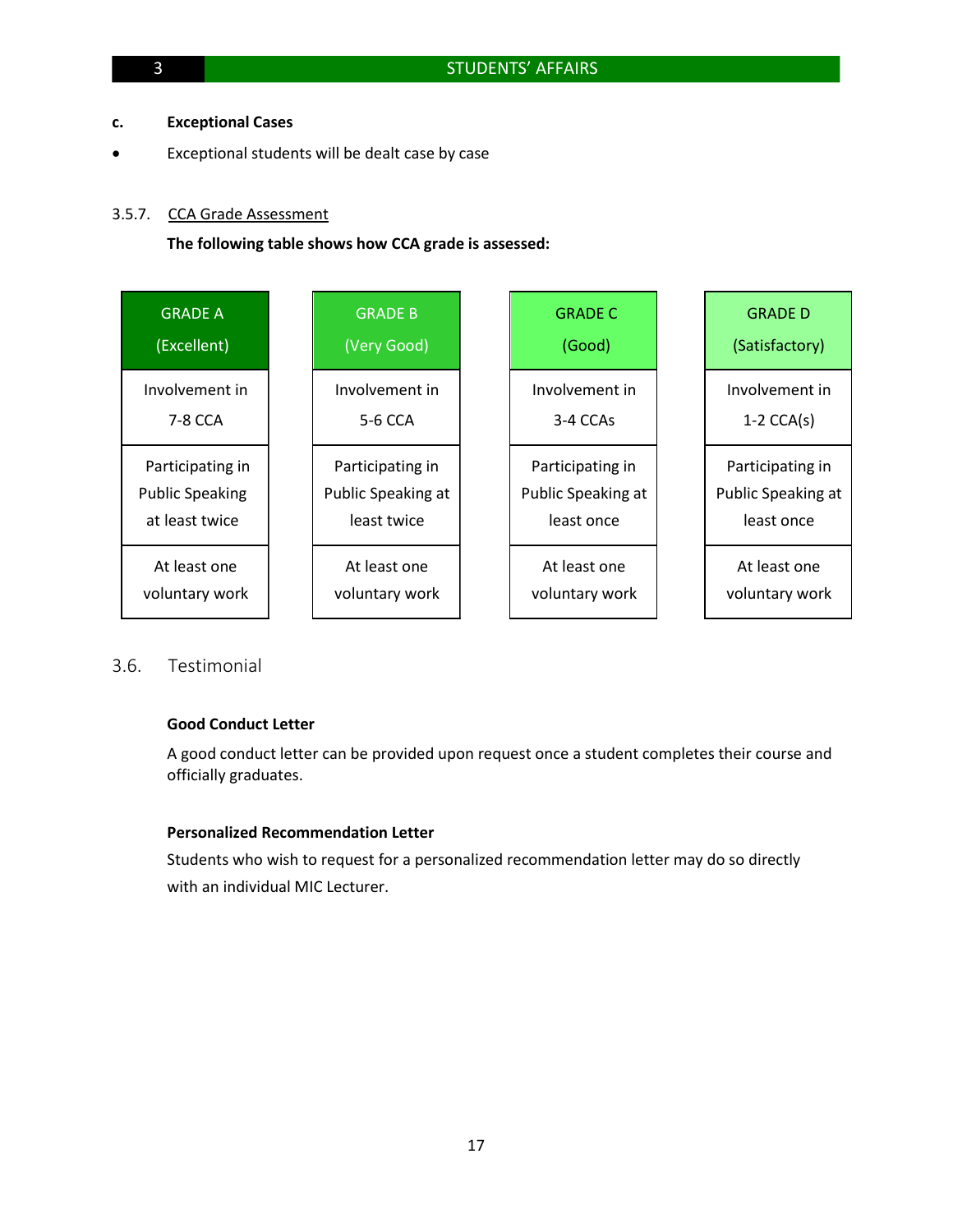**c. Exceptional Cases**

- Exceptional students will be dealt case by case

3.5.7. <u>CCA Grade Assessment</u>

**The following table shows how CCA grade is assessed:**

| GRADE A (Excellent) | GRADE B (Very Good) | GRADE C (Good) | GRADE D (Satisfactory) |
|---|---|---|---|
| Involvement in 7-8 CCA | Involvement in 5-6 CCA | Involvement in 3-4 CCAs | Involvement in 1-2 CCA(s) |
| Participating in Public Speaking at least twice | Participating in Public Speaking at least twice | Participating in Public Speaking at least once | Participating in Public Speaking at least once |
| At least one voluntary work | At least one voluntary work | At least one voluntary work | At least one voluntary work |

## 3.6. Testimonial

**Good Conduct Letter**

A good conduct letter can be provided upon request once a student completes their course and officially graduates.

**Personalized Recommendation Letter**

Students who wish to request for a personalized recommendation letter may do so directly with an individual MIC Lecturer.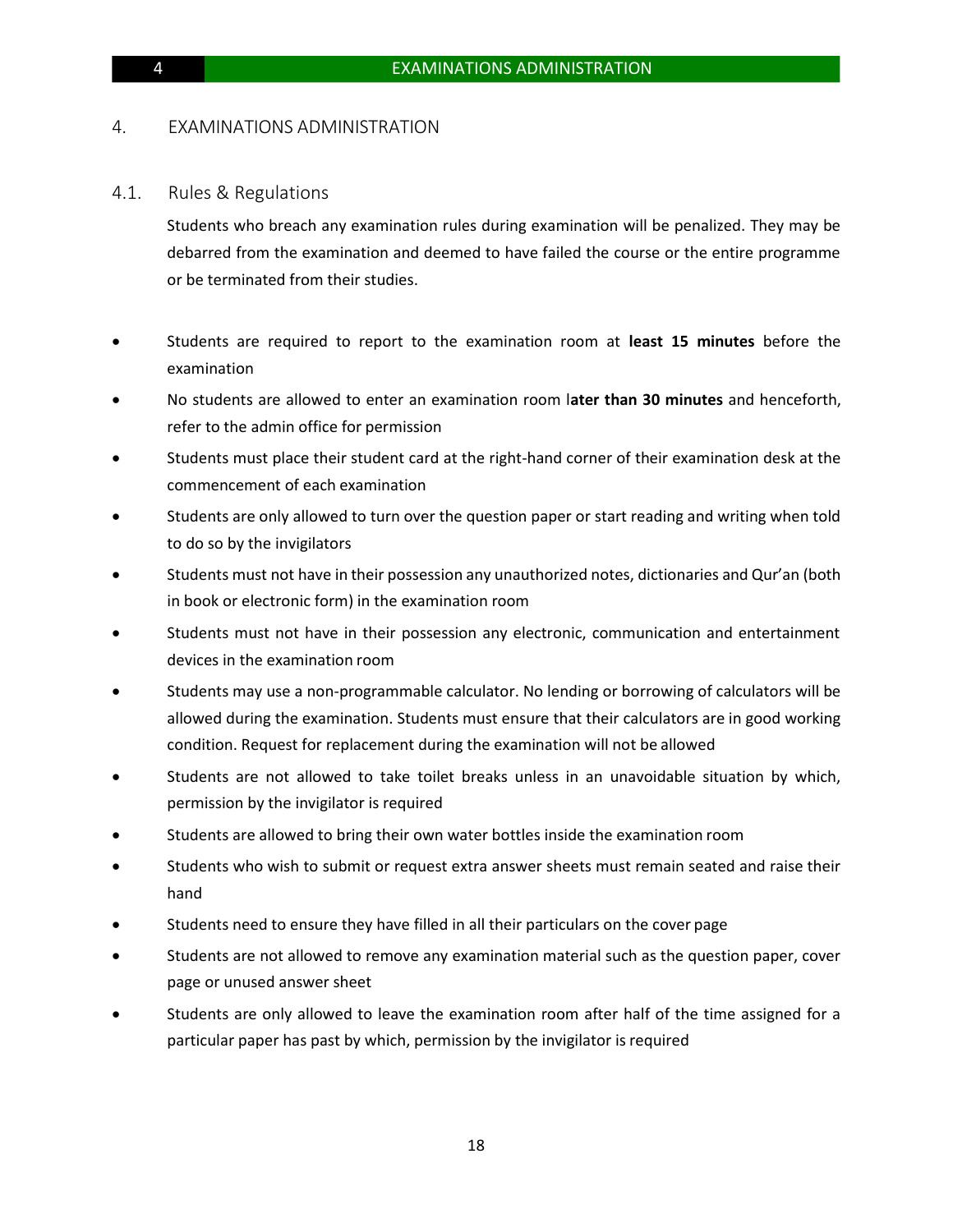# 4. EXAMINATIONS ADMINISTRATION

## 4.1. Rules & Regulations

Students who breach any examination rules during examination will be penalized. They may be debarred from the examination and deemed to have failed the course or the entire programme or be terminated from their studies.

- Students are required to report to the examination room at **least 15 minutes** before the examination
- No students are allowed to enter an examination room l**ater than 30 minutes** and henceforth, refer to the admin office for permission
- Students must place their student card at the right-hand corner of their examination desk at the commencement of each examination
- Students are only allowed to turn over the question paper or start reading and writing when told to do so by the invigilators
- Students must not have in their possession any unauthorized notes, dictionaries and Qur'an (both in book or electronic form) in the examination room
- Students must not have in their possession any electronic, communication and entertainment devices in the examination room
- Students may use a non-programmable calculator. No lending or borrowing of calculators will be allowed during the examination. Students must ensure that their calculators are in good working condition. Request for replacement during the examination will not be allowed
- Students are not allowed to take toilet breaks unless in an unavoidable situation by which, permission by the invigilator is required
- Students are allowed to bring their own water bottles inside the examination room
- Students who wish to submit or request extra answer sheets must remain seated and raise their hand
- Students need to ensure they have filled in all their particulars on the cover page
- Students are not allowed to remove any examination material such as the question paper, cover page or unused answer sheet
- Students are only allowed to leave the examination room after half of the time assigned for a particular paper has past by which, permission by the invigilator is required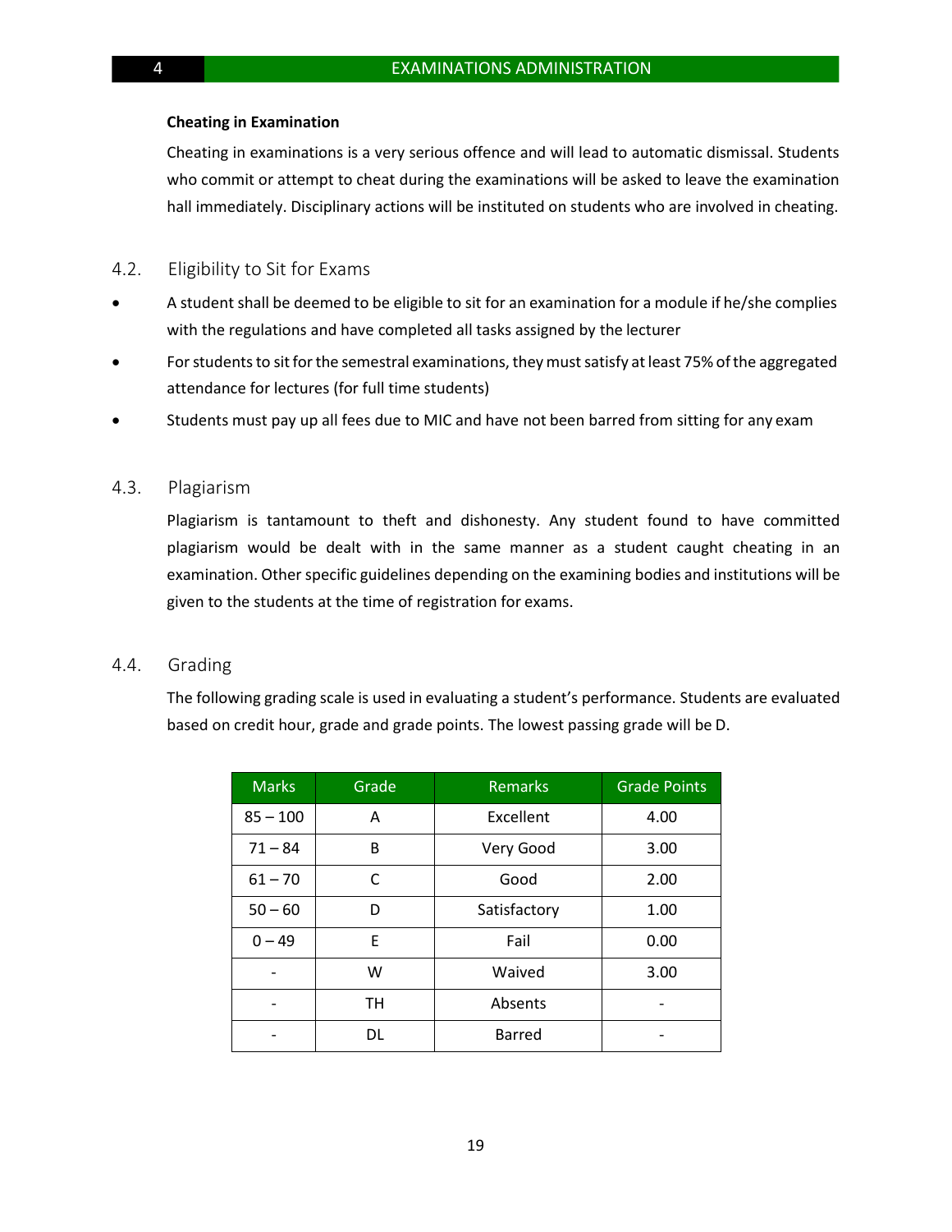**Cheating in Examination**

Cheating in examinations is a very serious offence and will lead to automatic dismissal. Students who commit or attempt to cheat during the examinations will be asked to leave the examination hall immediately. Disciplinary actions will be instituted on students who are involved in cheating.

## 4.2. Eligibility to Sit for Exams

- A student shall be deemed to be eligible to sit for an examination for a module if he/she complies with the regulations and have completed all tasks assigned by the lecturer
- For students to sit for the semestral examinations, they must satisfy at least 75% of the aggregated attendance for lectures (for full time students)
- Students must pay up all fees due to MIC and have not been barred from sitting for any exam

## 4.3. Plagiarism

Plagiarism is tantamount to theft and dishonesty. Any student found to have committed plagiarism would be dealt with in the same manner as a student caught cheating in an examination. Other specific guidelines depending on the examining bodies and institutions will be given to the students at the time of registration for exams.

## 4.4. Grading

The following grading scale is used in evaluating a student's performance. Students are evaluated based on credit hour, grade and grade points. The lowest passing grade will be D.

| Marks | Grade | Remarks | Grade Points |
|---|---|---|---|
| 85 – 100 | A | Excellent | 4.00 |
| 71 – 84 | B | Very Good | 3.00 |
| 61 – 70 | C | Good | 2.00 |
| 50 – 60 | D | Satisfactory | 1.00 |
| 0 – 49 | E | Fail | 0.00 |
| - | W | Waived | 3.00 |
| - | TH | Absents | - |
| - | DL | Barred | - |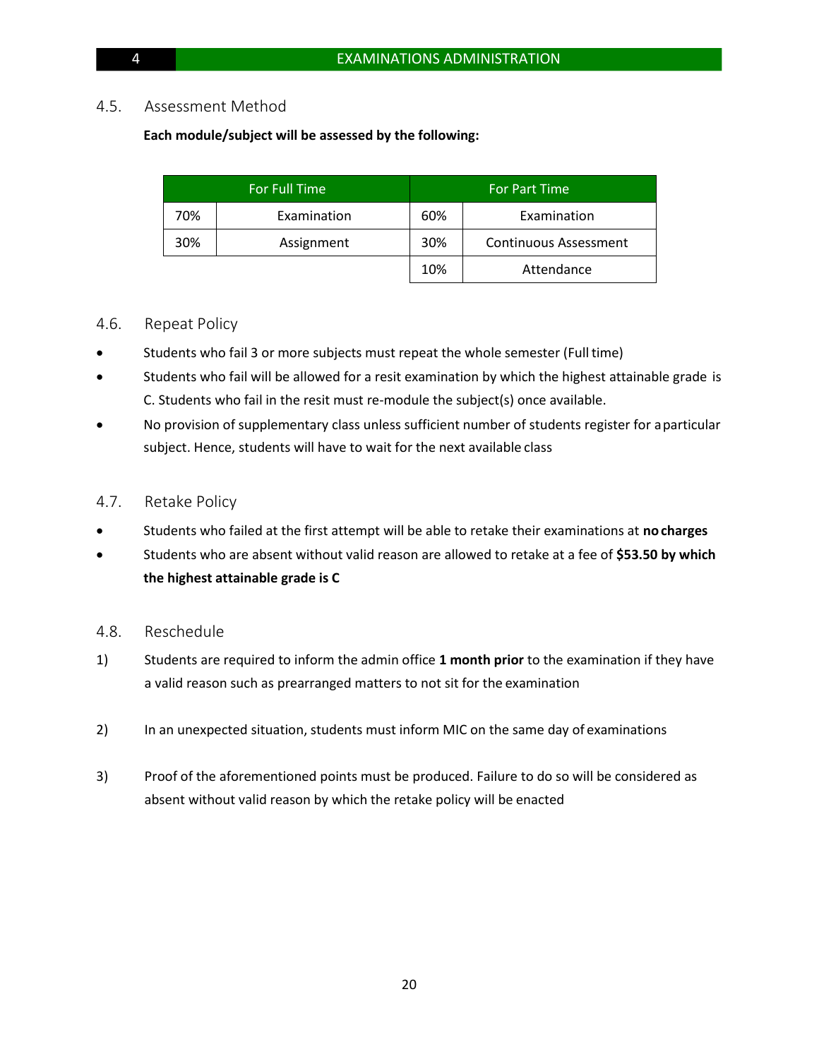## 4.5. Assessment Method

**Each module/subject will be assessed by the following:**

| For Full Time | | For Part Time | |
|---|---|---|---|
| 70% | Examination | 60% | Examination |
| 30% | Assignment | 30% | Continuous Assessment |
| | | 10% | Attendance |

## 4.6. Repeat Policy

- Students who fail 3 or more subjects must repeat the whole semester (Full time)
- Students who fail will be allowed for a resit examination by which the highest attainable grade is C. Students who fail in the resit must re-module the subject(s) once available.
- No provision of supplementary class unless sufficient number of students register for a particular subject. Hence, students will have to wait for the next available class

## 4.7. Retake Policy

- Students who failed at the first attempt will be able to retake their examinations at **no charges**
- Students who are absent without valid reason are allowed to retake at a fee of **$53.50 by which the highest attainable grade is C**

## 4.8. Reschedule

1) Students are required to inform the admin office **1 month prior** to the examination if they have a valid reason such as prearranged matters to not sit for the examination

2) In an unexpected situation, students must inform MIC on the same day of examinations

3) Proof of the aforementioned points must be produced. Failure to do so will be considered as absent without valid reason by which the retake policy will be enacted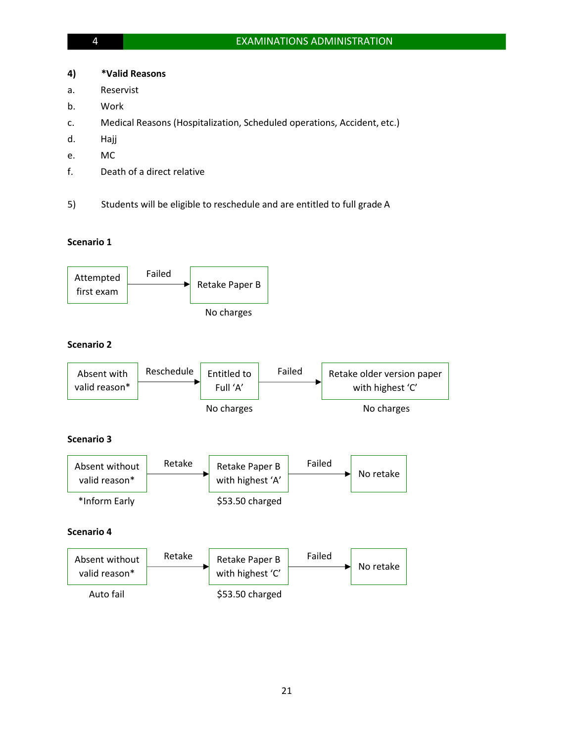**4)** **\*Valid Reasons**

a. Reservist

b. Work

c. Medical Reasons (Hospitalization, Scheduled operations, Accident, etc.)

d. Hajj

e. MC

f. Death of a direct relative

5) Students will be eligible to reschedule and are entitled to full grade A

**Scenario 1**

Attempted first exam → (Failed) → Retake Paper B

- Retake Paper B: No charges

**Scenario 2**

Absent with valid reason* → (Reschedule) → Entitled to Full 'A' → (Failed) → Retake older version paper with highest 'C'

- Entitled to Full 'A': No charges
- Retake older version paper with highest 'C': No charges

**Scenario 3**

Absent without valid reason* → (Retake) → Retake Paper B with highest 'A' → (Failed) → No retake

- Absent without valid reason*: *Inform Early
- Retake Paper B with highest 'A': $53.50 charged

**Scenario 4**

Absent without valid reason* → (Retake) → Retake Paper B with highest 'C' → (Failed) → No retake

- Absent without valid reason*: Auto fail
- Retake Paper B with highest 'C': $53.50 charged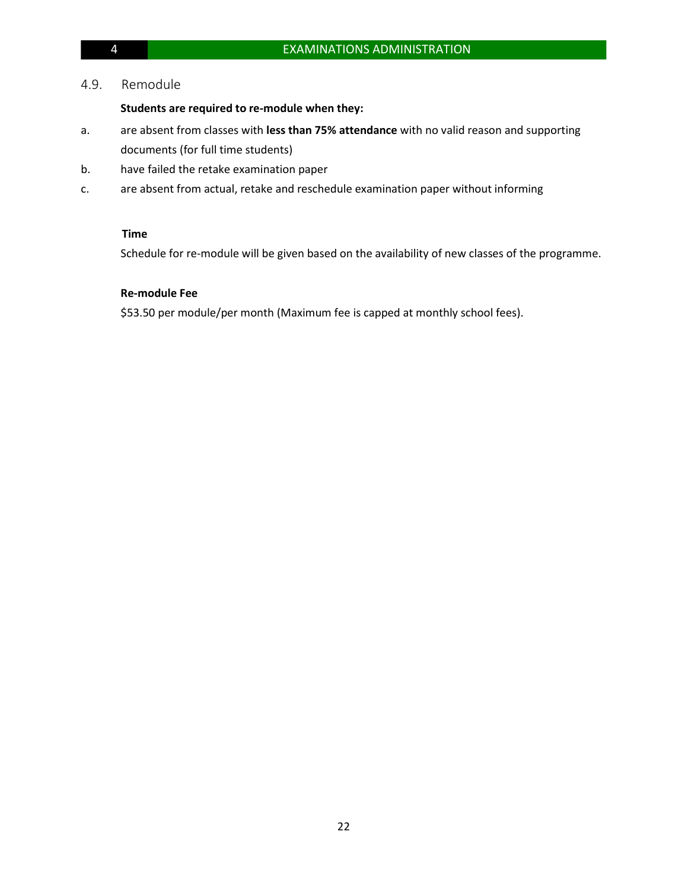## 4.9. Remodule

**Students are required to re-module when they:**

a. are absent from classes with **less than 75% attendance** with no valid reason and supporting documents (for full time students)

b. have failed the retake examination paper

c. are absent from actual, retake and reschedule examination paper without informing

**Time**

Schedule for re-module will be given based on the availability of new classes of the programme.

**Re-module Fee**

$53.50 per module/per month (Maximum fee is capped at monthly school fees).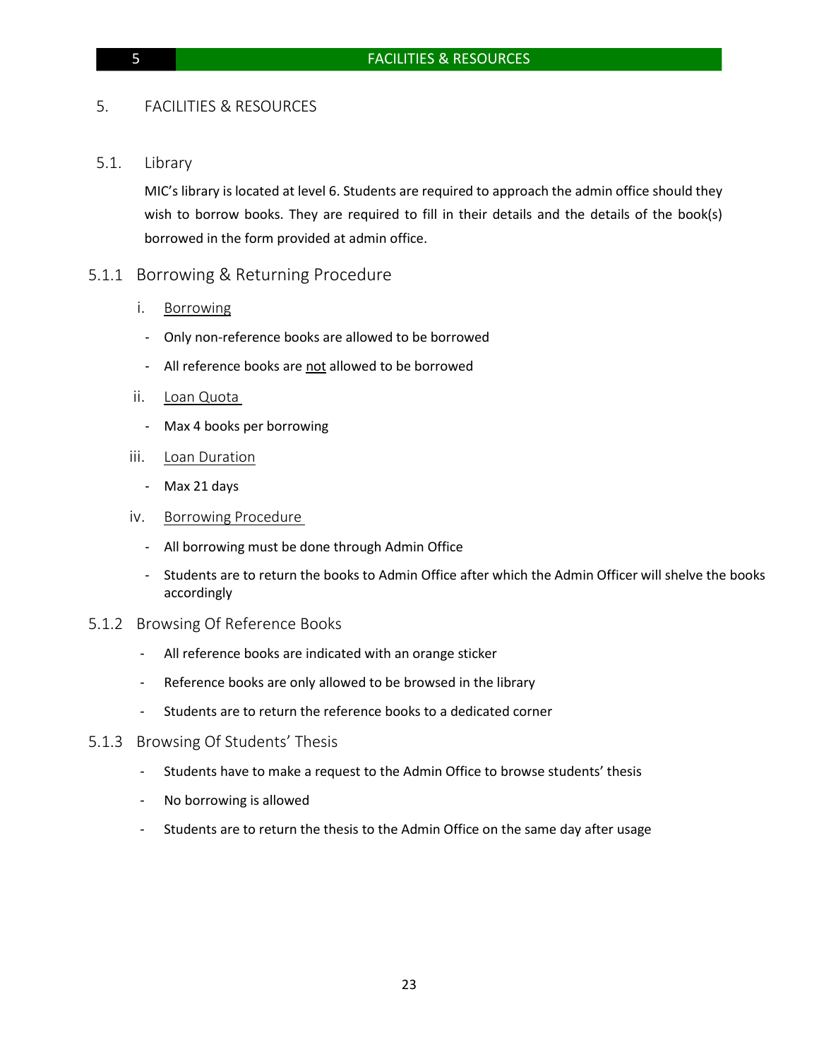# 5. FACILITIES & RESOURCES

## 5.1. Library

MIC's library is located at level 6. Students are required to approach the admin office should they wish to borrow books. They are required to fill in their details and the details of the book(s) borrowed in the form provided at admin office.

### 5.1.1 Borrowing & Returning Procedure

i. <u>Borrowing</u>

- Only non-reference books are allowed to be borrowed
- All reference books are <u>not</u> allowed to be borrowed

ii. <u>Loan Quota</u>

- Max 4 books per borrowing

iii. <u>Loan Duration</u>

- Max 21 days

iv. <u>Borrowing Procedure</u>

- All borrowing must be done through Admin Office
- Students are to return the books to Admin Office after which the Admin Officer will shelve the books accordingly

### 5.1.2 Browsing Of Reference Books

- All reference books are indicated with an orange sticker
- Reference books are only allowed to be browsed in the library
- Students are to return the reference books to a dedicated corner

### 5.1.3 Browsing Of Students' Thesis

- Students have to make a request to the Admin Office to browse students' thesis
- No borrowing is allowed
- Students are to return the thesis to the Admin Office on the same day after usage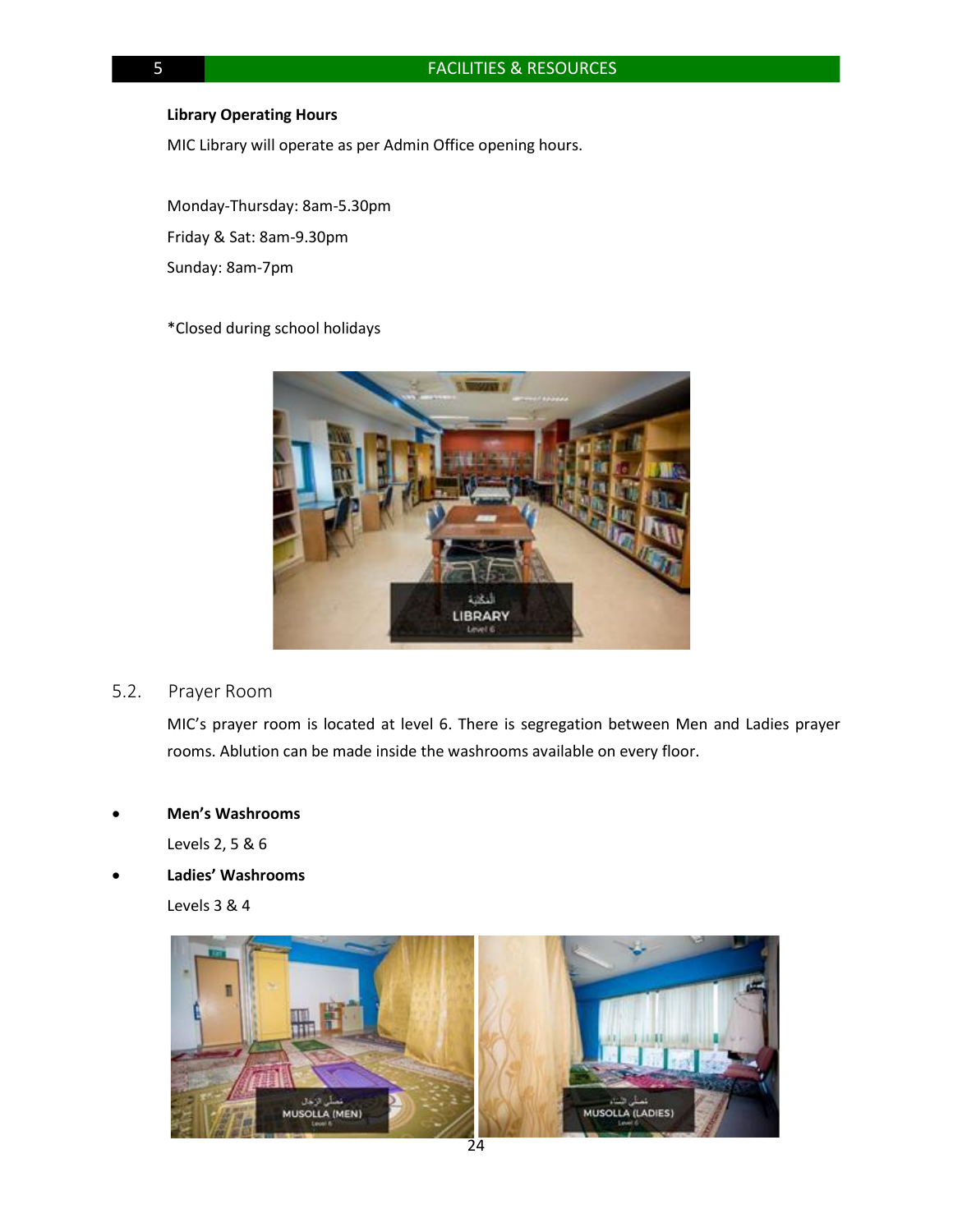**Library Operating Hours**

MIC Library will operate as per Admin Office opening hours.

Monday-Thursday: 8am-5.30pm

Friday & Sat: 8am-9.30pm

Sunday: 8am-7pm

*Closed during school holidays

## 5.2. Prayer Room

MIC's prayer room is located at level 6. There is segregation between Men and Ladies prayer rooms. Ablution can be made inside the washrooms available on every floor.

- **Men's Washrooms**

  Levels 2, 5 & 6

- **Ladies' Washrooms**

  Levels 3 & 4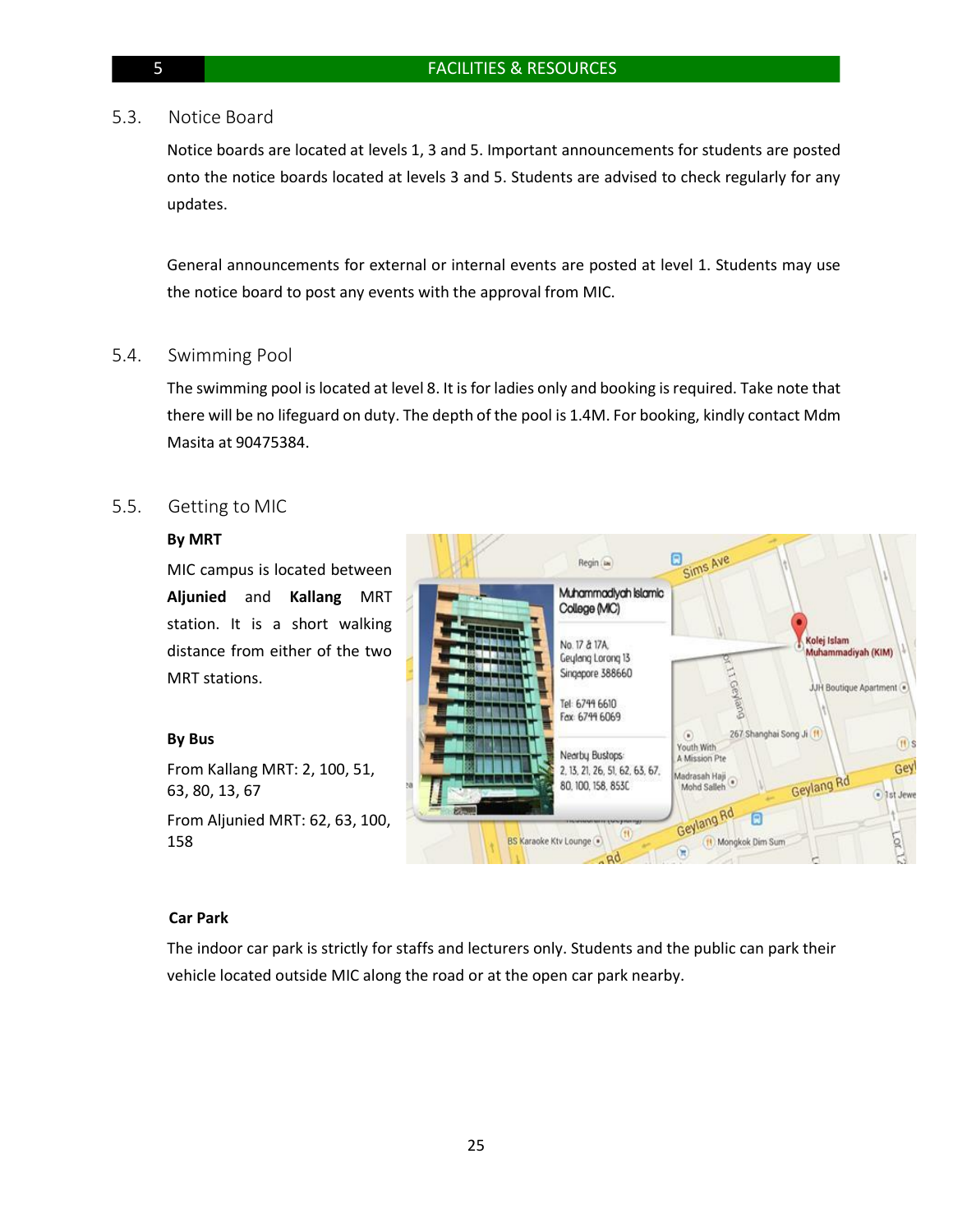## 5.3. Notice Board

Notice boards are located at levels 1, 3 and 5. Important announcements for students are posted onto the notice boards located at levels 3 and 5. Students are advised to check regularly for any updates.

General announcements for external or internal events are posted at level 1. Students may use the notice board to post any events with the approval from MIC.

## 5.4. Swimming Pool

The swimming pool is located at level 8. It is for ladies only and booking is required. Take note that there will be no lifeguard on duty. The depth of the pool is 1.4M. For booking, kindly contact Mdm Masita at 90475384.

## 5.5. Getting to MIC

**By MRT**

MIC campus is located between **Aljunied** and **Kallang** MRT station. It is a short walking distance from either of the two MRT stations.

**By Bus**

From Kallang MRT: 2, 100, 51, 63, 80, 13, 67

From Aljunied MRT: 62, 63, 100, 158

**Car Park**

The indoor car park is strictly for staffs and lecturers only. Students and the public can park their vehicle located outside MIC along the road or at the open car park nearby.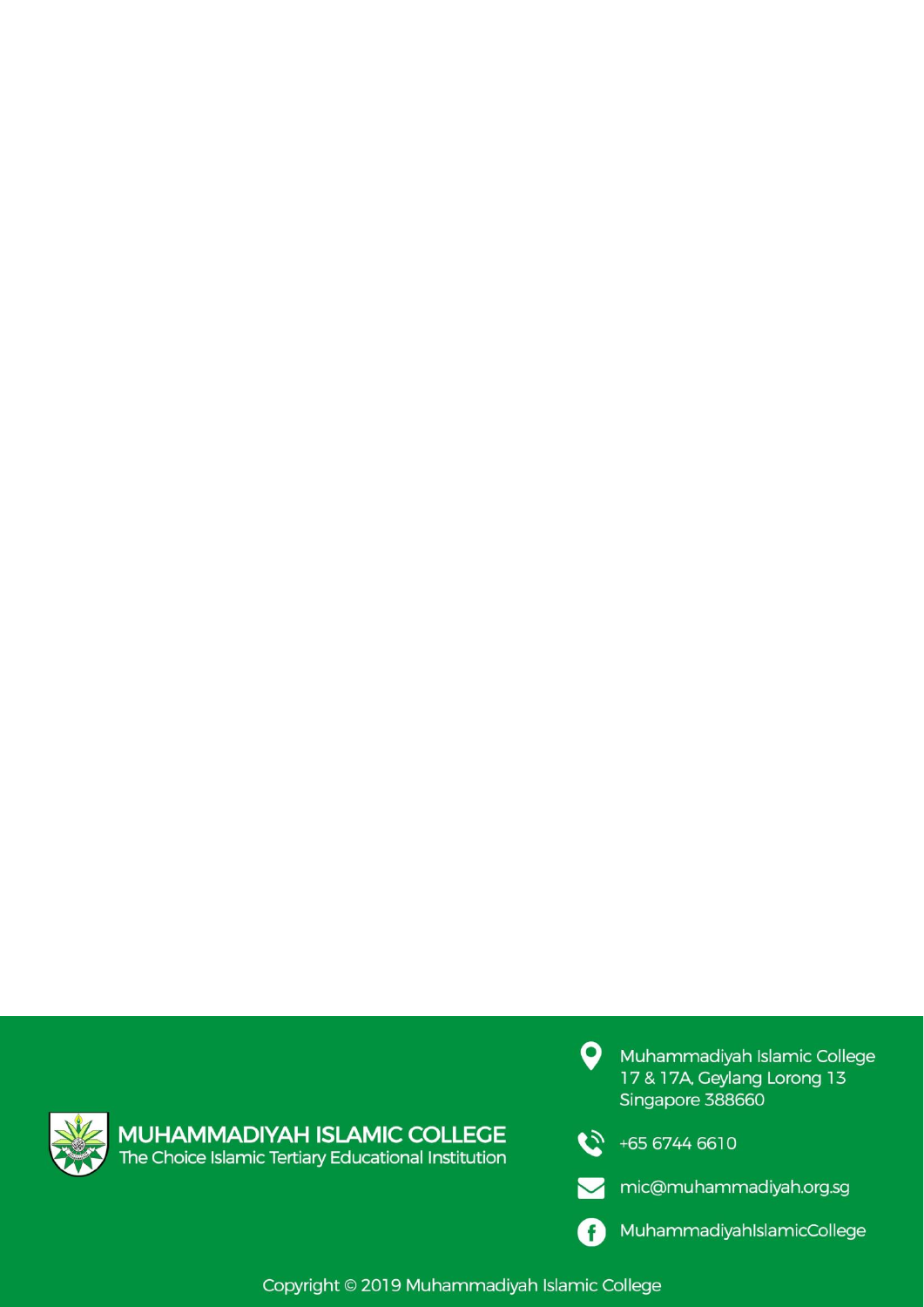**MUHAMMADIYAH ISLAMIC COLLEGE**
The Choice Islamic Tertiary Educational Institution

Muhammadiyah Islamic College
17 & 17A, Geylang Lorong 13
Singapore 388660

+65 6744 6610

mic@muhammadiyah.org.sg

MuhammadiyahIslamicCollege

Copyright © 2019 Muhammadiyah Islamic College